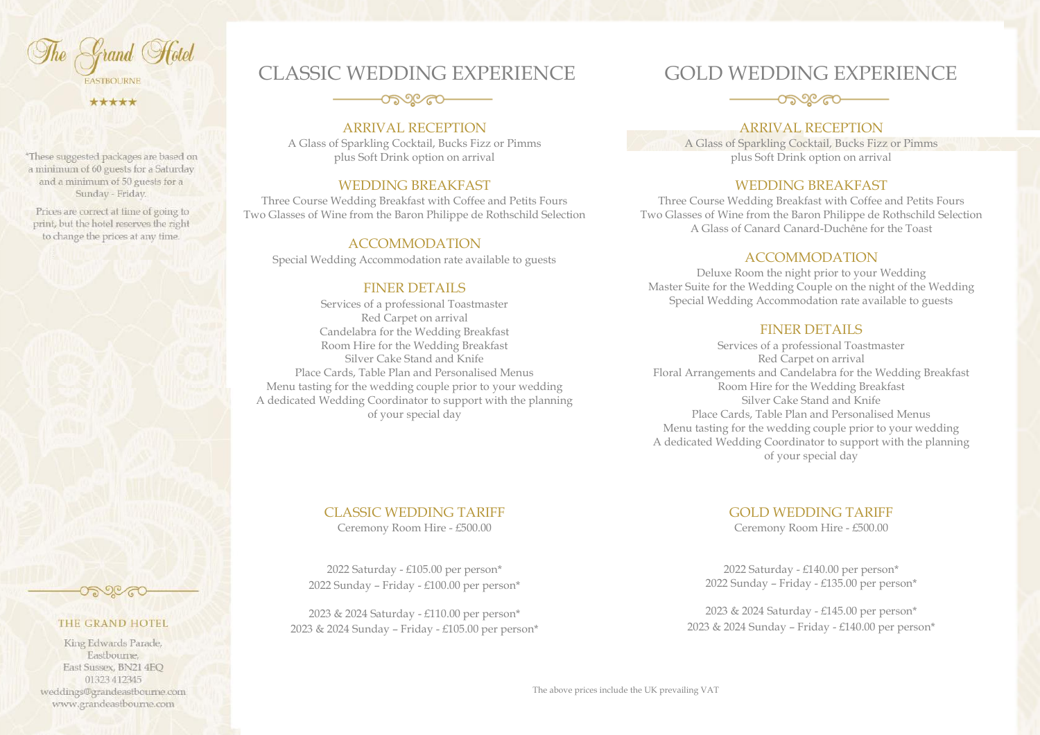The Grand Hotel

EASTBOURNE

★★★★★

*These suggested packages are based on a minimum of 60 guests for a Saturday and a minimum of 50 guests for a Sunday - Friday.

Prices are correct at time of going to print, but the hotel reserves the right to change the prices at any time.

# CLASSIC WEDDING EXPERIENCE

## ARRIVAL RECEPTION

A Glass of Sparkling Cocktail, Bucks Fizz or Pimms plus Soft Drink option on arrival

## WEDDING BREAKFAST

Three Course Wedding Breakfast with Coffee and Petits Fours
Two Glasses of Wine from the Baron Philippe de Rothschild Selection

## ACCOMMODATION

Special Wedding Accommodation rate available to guests

## FINER DETAILS

Services of a professional Toastmaster
Red Carpet on arrival
Candelabra for the Wedding Breakfast
Room Hire for the Wedding Breakfast
Silver Cake Stand and Knife
Place Cards, Table Plan and Personalised Menus
Menu tasting for the wedding couple prior to your wedding
A dedicated Wedding Coordinator to support with the planning of your special day

## CLASSIC WEDDING TARIFF

Ceremony Room Hire - £500.00

2022 Saturday - £105.00 per person*
2022 Sunday – Friday - £100.00 per person*

2023 & 2024 Saturday - £110.00 per person*
2023 & 2024 Sunday – Friday - £105.00 per person*

# GOLD WEDDING EXPERIENCE

## ARRIVAL RECEPTION

A Glass of Sparkling Cocktail, Bucks Fizz or Pimms plus Soft Drink option on arrival

## WEDDING BREAKFAST

Three Course Wedding Breakfast with Coffee and Petits Fours
Two Glasses of Wine from the Baron Philippe de Rothschild Selection
A Glass of Canard Canard-Duchêne for the Toast

## ACCOMMODATION

Deluxe Room the night prior to your Wedding
Master Suite for the Wedding Couple on the night of the Wedding
Special Wedding Accommodation rate available to guests

## FINER DETAILS

Services of a professional Toastmaster
Red Carpet on arrival
Floral Arrangements and Candelabra for the Wedding Breakfast
Room Hire for the Wedding Breakfast
Silver Cake Stand and Knife
Place Cards, Table Plan and Personalised Menus
Menu tasting for the wedding couple prior to your wedding
A dedicated Wedding Coordinator to support with the planning of your special day

## GOLD WEDDING TARIFF

Ceremony Room Hire - £500.00

2022 Saturday - £140.00 per person*
2022 Sunday – Friday - £135.00 per person*

2023 & 2024 Saturday - £145.00 per person*
2023 & 2024 Sunday – Friday - £140.00 per person*

The above prices include the UK prevailing VAT

THE GRAND HOTEL

King Edwards Parade,
Eastbourne,
East Sussex, BN21 4EQ
01323 412345
weddings@grandeastbourne.com
www.grandeastbourne.com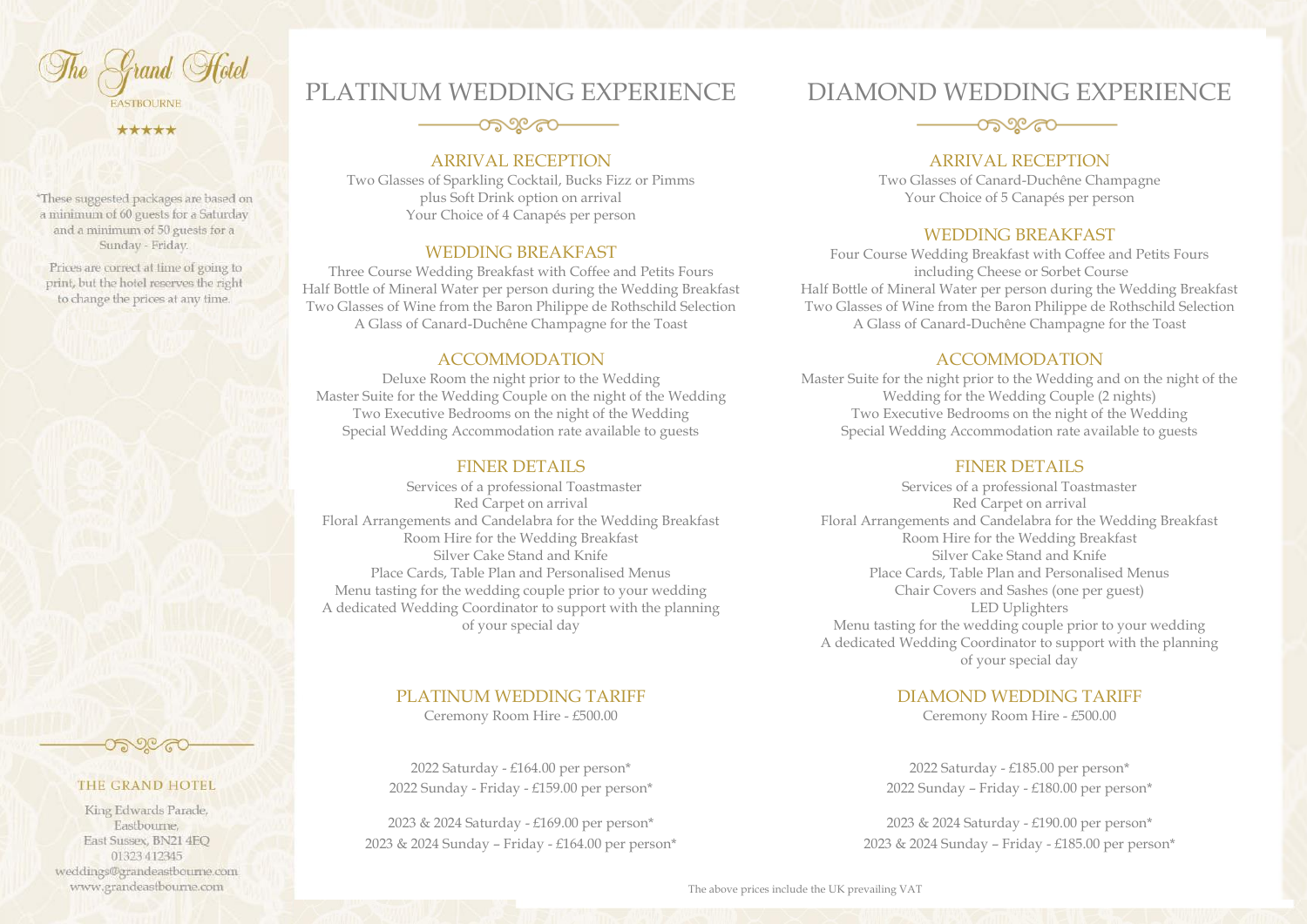The Grand Hotel

EASTBOURNE

★★★★★

*These suggested packages are based on a minimum of 60 guests for a Saturday and a minimum of 50 guests for a Sunday - Friday.

Prices are correct at time of going to print, but the hotel reserves the right to change the prices at any time.

# PLATINUM WEDDING EXPERIENCE

## ARRIVAL RECEPTION

Two Glasses of Sparkling Cocktail, Bucks Fizz or Pimms
plus Soft Drink option on arrival
Your Choice of 4 Canapés per person

## WEDDING BREAKFAST

Three Course Wedding Breakfast with Coffee and Petits Fours
Half Bottle of Mineral Water per person during the Wedding Breakfast
Two Glasses of Wine from the Baron Philippe de Rothschild Selection
A Glass of Canard-Duchêne Champagne for the Toast

## ACCOMMODATION

Deluxe Room the night prior to the Wedding
Master Suite for the Wedding Couple on the night of the Wedding
Two Executive Bedrooms on the night of the Wedding
Special Wedding Accommodation rate available to guests

## FINER DETAILS

Services of a professional Toastmaster
Red Carpet on arrival
Floral Arrangements and Candelabra for the Wedding Breakfast
Room Hire for the Wedding Breakfast
Silver Cake Stand and Knife
Place Cards, Table Plan and Personalised Menus
Menu tasting for the wedding couple prior to your wedding
A dedicated Wedding Coordinator to support with the planning of your special day

## PLATINUM WEDDING TARIFF

Ceremony Room Hire - £500.00

2022 Saturday - £164.00 per person*
2022 Sunday - Friday - £159.00 per person*

2023 & 2024 Saturday - £169.00 per person*
2023 & 2024 Sunday – Friday - £164.00 per person*

# DIAMOND WEDDING EXPERIENCE

## ARRIVAL RECEPTION

Two Glasses of Canard-Duchêne Champagne
Your Choice of 5 Canapés per person

## WEDDING BREAKFAST

Four Course Wedding Breakfast with Coffee and Petits Fours including Cheese or Sorbet Course
Half Bottle of Mineral Water per person during the Wedding Breakfast
Two Glasses of Wine from the Baron Philippe de Rothschild Selection
A Glass of Canard-Duchêne Champagne for the Toast

## ACCOMMODATION

Master Suite for the night prior to the Wedding and on the night of the Wedding for the Wedding Couple (2 nights)
Two Executive Bedrooms on the night of the Wedding
Special Wedding Accommodation rate available to guests

## FINER DETAILS

Services of a professional Toastmaster
Red Carpet on arrival
Floral Arrangements and Candelabra for the Wedding Breakfast
Room Hire for the Wedding Breakfast
Silver Cake Stand and Knife
Place Cards, Table Plan and Personalised Menus
Chair Covers and Sashes (one per guest)
LED Uplighters
Menu tasting for the wedding couple prior to your wedding
A dedicated Wedding Coordinator to support with the planning of your special day

## DIAMOND WEDDING TARIFF

Ceremony Room Hire - £500.00

2022 Saturday - £185.00 per person*
2022 Sunday – Friday - £180.00 per person*

2023 & 2024 Saturday - £190.00 per person*
2023 & 2024 Sunday – Friday - £185.00 per person*

The above prices include the UK prevailing VAT

THE GRAND HOTEL

King Edwards Parade,
Eastbourne,
East Sussex, BN21 4EQ
01323 412345
weddings@grandeastbourne.com
www.grandeastbourne.com